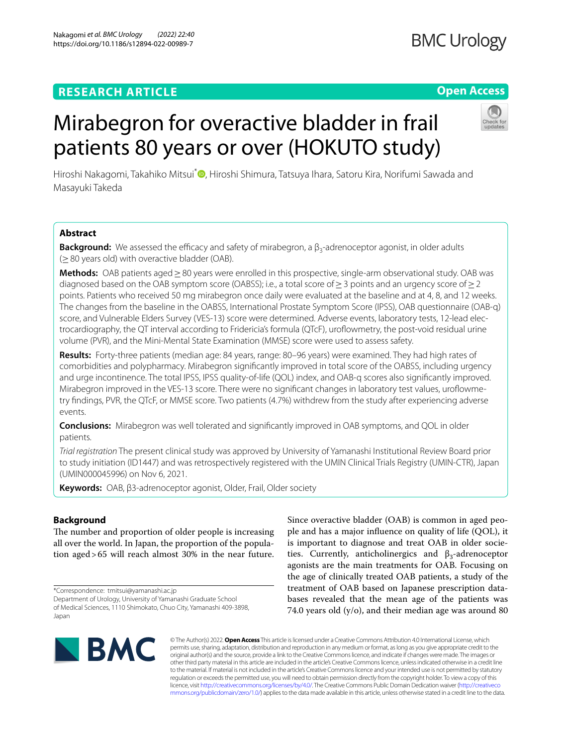RESEARCH ARTICLE

Open Access

# Mirabegron for overactive bladder in frail patients 80 years or over (HOKUTO study)

Hiroshi Nakagomi, Takahiko Mitsui*, Hiroshi Shimura, Tatsuya Ihara, Satoru Kira, Norifumi Sawada and Masayuki Takeda

## Abstract

**Background:** We assessed the efficacy and safety of mirabegron, a $\beta_3$-adrenoceptor agonist, in older adults (≥ 80 years old) with overactive bladder (OAB).

**Methods:** OAB patients aged ≥ 80 years were enrolled in this prospective, single-arm observational study. OAB was diagnosed based on the OAB symptom score (OABSS); i.e., a total score of ≥ 3 points and an urgency score of ≥ 2 points. Patients who received 50 mg mirabegron once daily were evaluated at the baseline and at 4, 8, and 12 weeks. The changes from the baseline in the OABSS, International Prostate Symptom Score (IPSS), OAB questionnaire (OAB-q) score, and Vulnerable Elders Survey (VES-13) score were determined. Adverse events, laboratory tests, 12-lead electrocardiography, the QT interval according to Fridericia's formula (QTcF), uroflowmetry, the post-void residual urine volume (PVR), and the Mini-Mental State Examination (MMSE) score were used to assess safety.

**Results:** Forty-three patients (median age: 84 years, range: 80–96 years) were examined. They had high rates of comorbidities and polypharmacy. Mirabegron significantly improved in total score of the OABSS, including urgency and urge incontinence. The total IPSS, IPSS quality-of-life (QOL) index, and OAB-q scores also significantly improved. Mirabegron improved in the VES-13 score. There were no significant changes in laboratory test values, uroflowmetry findings, PVR, the QTcF, or MMSE score. Two patients (4.7%) withdrew from the study after experiencing adverse events.

**Conclusions:** Mirabegron was well tolerated and significantly improved in OAB symptoms, and QOL in older patients.

*Trial registration* The present clinical study was approved by University of Yamanashi Institutional Review Board prior to study initiation (ID1447) and was retrospectively registered with the UMIN Clinical Trials Registry (UMIN-CTR), Japan (UMIN000045996) on Nov 6, 2021.

**Keywords:** OAB, β3-adrenoceptor agonist, Older, Frail, Older society

## Background

The number and proportion of older people is increasing all over the world. In Japan, the proportion of the population aged > 65 will reach almost 30% in the near future. Since overactive bladder (OAB) is common in aged people and has a major influence on quality of life (QOL), it is important to diagnose and treat OAB in older societies. Currently, anticholinergics and $\beta_3$-adrenoceptor agonists are the main treatments for OAB. Focusing on the age of clinically treated OAB patients, a study of the treatment of OAB based on Japanese prescription databases revealed that the mean age of the patients was 74.0 years old (y/o), and their median age was around 80

*Correspondence: tmitsui@yamanashi.ac.jp
Department of Urology, University of Yamanashi Graduate School of Medical Sciences, 1110 Shimokato, Chuo City, Yamanashi 409-3898, Japan

© The Author(s) 2022. **Open Access** This article is licensed under a Creative Commons Attribution 4.0 International License, which permits use, sharing, adaptation, distribution and reproduction in any medium or format, as long as you give appropriate credit to the original author(s) and the source, provide a link to the Creative Commons licence, and indicate if changes were made. The images or other third party material in this article are included in the article's Creative Commons licence, unless indicated otherwise in a credit line to the material. If material is not included in the article's Creative Commons licence and your intended use is not permitted by statutory regulation or exceeds the permitted use, you will need to obtain permission directly from the copyright holder. To view a copy of this licence, visit http://creativecommons.org/licenses/by/4.0/. The Creative Commons Public Domain Dedication waiver (http://creativecommons.org/publicdomain/zero/1.0/) applies to the data made available in this article, unless otherwise stated in a credit line to the data.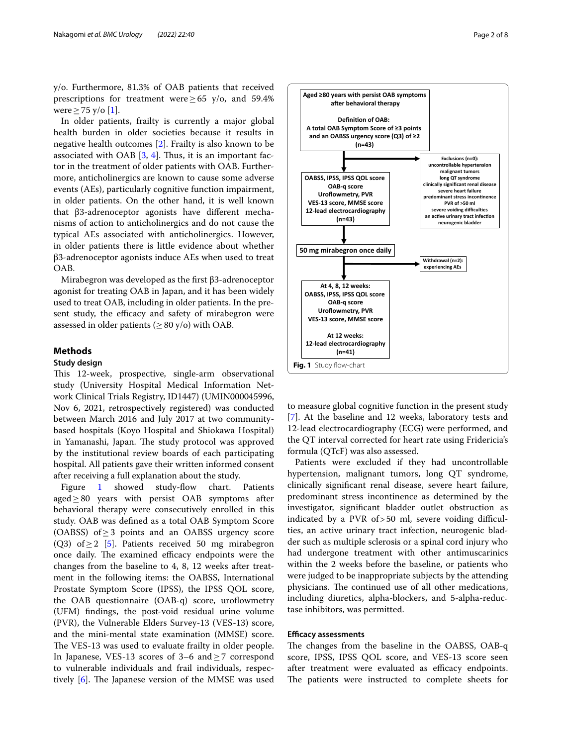y/o. Furthermore, 81.3% of OAB patients that received prescriptions for treatment were ≥ 65 y/o, and 59.4% were ≥ 75 y/o [1].

In older patients, frailty is currently a major global health burden in older societies because it results in negative health outcomes [2]. Frailty is also known to be associated with OAB [3, 4]. Thus, it is an important factor in the treatment of older patients with OAB. Furthermore, anticholinergics are known to cause some adverse events (AEs), particularly cognitive function impairment, in older patients. On the other hand, it is well known that β3-adrenoceptor agonists have different mechanisms of action to anticholinergics and do not cause the typical AEs associated with anticholinergics. However, in older patients there is little evidence about whether β3-adrenoceptor agonists induce AEs when used to treat OAB.

Mirabegron was developed as the first β3-adrenoceptor agonist for treating OAB in Japan, and it has been widely used to treat OAB, including in older patients. In the present study, the efficacy and safety of mirabegron were assessed in older patients (≥ 80 y/o) with OAB.

## Methods

### Study design

This 12-week, prospective, single-arm observational study (University Hospital Medical Information Network Clinical Trials Registry, ID1447) (UMIN000045996, Nov 6, 2021, retrospectively registered) was conducted between March 2016 and July 2017 at two community-based hospitals (Koyo Hospital and Shiokawa Hospital) in Yamanashi, Japan. The study protocol was approved by the institutional review boards of each participating hospital. All patients gave their written informed consent after receiving a full explanation about the study.

Figure 1 showed study-flow chart. Patients aged ≥ 80 years with persist OAB symptoms after behavioral therapy were consecutively enrolled in this study. OAB was defined as a total OAB Symptom Score (OABSS) of ≥ 3 points and an OABSS urgency score (Q3) of ≥ 2 [5]. Patients received 50 mg mirabegron once daily. The examined efficacy endpoints were the changes from the baseline to 4, 8, 12 weeks after treatment in the following items: the OABSS, International Prostate Symptom Score (IPSS), the IPSS QOL score, the OAB questionnaire (OAB-q) score, uroflowmetry (UFM) findings, the post-void residual urine volume (PVR), the Vulnerable Elders Survey-13 (VES-13) score, and the mini-mental state examination (MMSE) score. The VES-13 was used to evaluate frailty in older people. In Japanese, VES-13 scores of 3–6 and ≥ 7 correspond to vulnerable individuals and frail individuals, respectively [6]. The Japanese version of the MMSE was used to measure global cognitive function in the present study [7]. At the baseline and 12 weeks, laboratory tests and 12-lead electrocardiography (ECG) were performed, and the QT interval corrected for heart rate using Fridericia's formula (QTcF) was also assessed.

**Aged ≥80 years with persist OAB symptoms after behavioral therapy**

**Definition of OAB: A total OAB Symptom Score of ≥3 points and an OABSS urgency score (Q3) of ≥2 (n=43)**

**Exclusions (n=0):** uncontrollable hypertension, malignant tumors, long QT syndrome, clinically significant renal disease, severe heart failure, predominant stress incontinence, PVR of >50 ml, severe voiding difficulties, an active urinary tract infection, neurogenic bladder

**OABSS, IPSS, IPSS QOL score, OAB-q score, Uroflowmetry, PVR, VES-13 score, MMSE score, 12-lead electrocardiography (n=43)**

**50 mg mirabegron once daily**

**Withdrawal (n=2): experiencing AEs**

**At 4, 8, 12 weeks: OABSS, IPSS, IPSS QOL score, OAB-q score, Uroflowmetry, PVR, VES-13 score, MMSE score**

**At 12 weeks: 12-lead electrocardiography (n=41)**

**Fig. 1** Study flow-chart

Patients were excluded if they had uncontrollable hypertension, malignant tumors, long QT syndrome, clinically significant renal disease, severe heart failure, predominant stress incontinence as determined by the investigator, significant bladder outlet obstruction as indicated by a PVR of > 50 ml, severe voiding difficulties, an active urinary tract infection, neurogenic bladder such as multiple sclerosis or a spinal cord injury who had undergone treatment with other antimuscarinics within the 2 weeks before the baseline, or patients who were judged to be inappropriate subjects by the attending physicians. The continued use of all other medications, including diuretics, alpha-blockers, and 5-alpha-reductase inhibitors, was permitted.

### Efficacy assessments

The changes from the baseline in the OABSS, OAB-q score, IPSS, IPSS QOL score, and VES-13 score seen after treatment were evaluated as efficacy endpoints. The patients were instructed to complete sheets for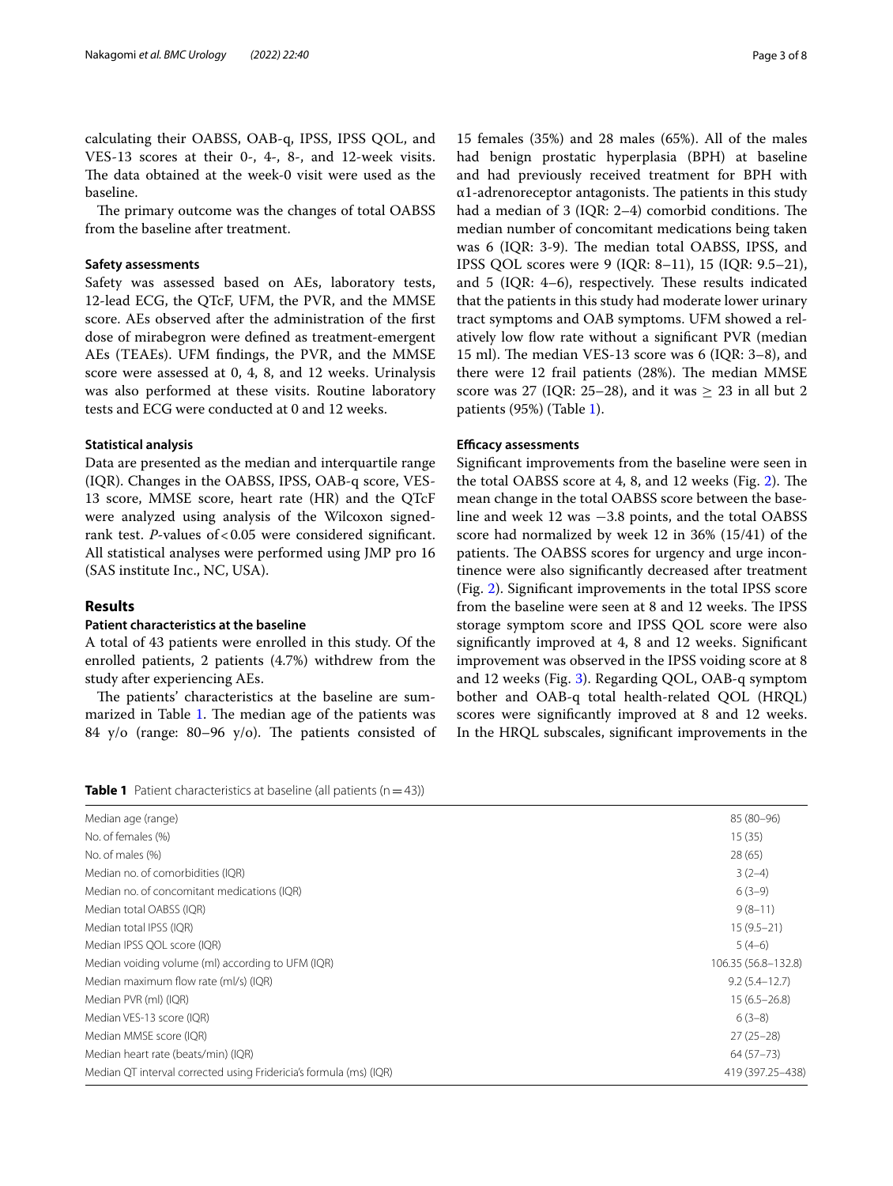calculating their OABSS, OAB-q, IPSS, IPSS QOL, and VES-13 scores at their 0-, 4-, 8-, and 12-week visits. The data obtained at the week-0 visit were used as the baseline.

The primary outcome was the changes of total OABSS from the baseline after treatment.

### Safety assessments

Safety was assessed based on AEs, laboratory tests, 12-lead ECG, the QTcF, UFM, the PVR, and the MMSE score. AEs observed after the administration of the first dose of mirabegron were defined as treatment-emergent AEs (TEAEs). UFM findings, the PVR, and the MMSE score were assessed at 0, 4, 8, and 12 weeks. Urinalysis was also performed at these visits. Routine laboratory tests and ECG were conducted at 0 and 12 weeks.

### Statistical analysis

Data are presented as the median and interquartile range (IQR). Changes in the OABSS, IPSS, OAB-q score, VES-13 score, MMSE score, heart rate (HR) and the QTcF were analyzed using analysis of the Wilcoxon signed-rank test. *P*-values of $<0.05$ were considered significant. All statistical analyses were performed using JMP pro 16 (SAS institute Inc., NC, USA).

## Results

### Patient characteristics at the baseline

A total of 43 patients were enrolled in this study. Of the enrolled patients, 2 patients (4.7%) withdrew from the study after experiencing AEs.

The patients' characteristics at the baseline are summarized in Table 1. The median age of the patients was 84 y/o (range: 80–96 y/o). The patients consisted of 15 females (35%) and 28 males (65%). All of the males had benign prostatic hyperplasia (BPH) at baseline and had previously received treatment for BPH with α1-adrenoreceptor antagonists. The patients in this study had a median of 3 (IQR: 2–4) comorbid conditions. The median number of concomitant medications being taken was 6 (IQR: 3-9). The median total OABSS, IPSS, and IPSS QOL scores were 9 (IQR: 8–11), 15 (IQR: 9.5–21), and 5 (IQR: 4–6), respectively. These results indicated that the patients in this study had moderate lower urinary tract symptoms and OAB symptoms. UFM showed a relatively low flow rate without a significant PVR (median 15 ml). The median VES-13 score was 6 (IQR: 3–8), and there were 12 frail patients (28%). The median MMSE score was 27 (IQR: 25–28), and it was $\geq$ 23 in all but 2 patients (95%) (Table 1).

### Efficacy assessments

Significant improvements from the baseline were seen in the total OABSS score at 4, 8, and 12 weeks (Fig. 2). The mean change in the total OABSS score between the baseline and week 12 was −3.8 points, and the total OABSS score had normalized by week 12 in 36% (15/41) of the patients. The OABSS scores for urgency and urge incontinence were also significantly decreased after treatment (Fig. 2). Significant improvements in the total IPSS score from the baseline were seen at 8 and 12 weeks. The IPSS storage symptom score and IPSS QOL score were also significantly improved at 4, 8 and 12 weeks. Significant improvement was observed in the IPSS voiding score at 8 and 12 weeks (Fig. 3). Regarding QOL, OAB-q symptom bother and OAB-q total health-related QOL (HRQL) scores were significantly improved at 8 and 12 weeks. In the HRQL subscales, significant improvements in the

**Table 1** Patient characteristics at baseline (all patients (n = 43))

| | |
|---|---|
| Median age (range) | 85 (80–96) |
| No. of females (%) | 15 (35) |
| No. of males (%) | 28 (65) |
| Median no. of comorbidities (IQR) | 3 (2–4) |
| Median no. of concomitant medications (IQR) | 6 (3–9) |
| Median total OABSS (IQR) | 9 (8–11) |
| Median total IPSS (IQR) | 15 (9.5–21) |
| Median IPSS QOL score (IQR) | 5 (4–6) |
| Median voiding volume (ml) according to UFM (IQR) | 106.35 (56.8–132.8) |
| Median maximum flow rate (ml/s) (IQR) | 9.2 (5.4–12.7) |
| Median PVR (ml) (IQR) | 15 (6.5–26.8) |
| Median VES-13 score (IQR) | 6 (3–8) |
| Median MMSE score (IQR) | 27 (25–28) |
| Median heart rate (beats/min) (IQR) | 64 (57–73) |
| Median QT interval corrected using Fridericia's formula (ms) (IQR) | 419 (397.25–438) |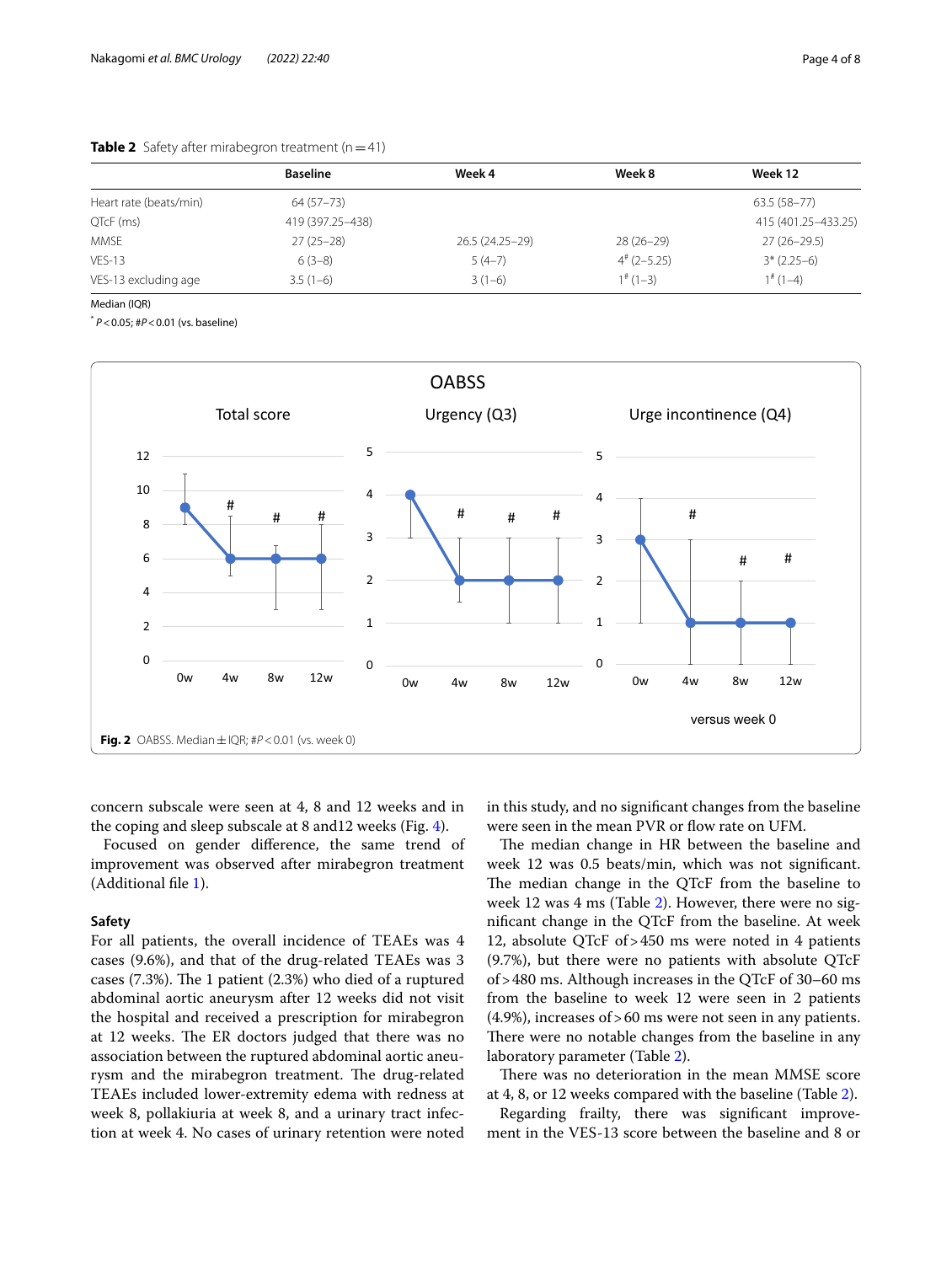**Table 2** Safety after mirabegron treatment (n = 41)

| | Baseline | Week 4 | Week 8 | Week 12 |
|---|---|---|---|---|
| Heart rate (beats/min) | 64 (57–73) | | | 63.5 (58–77) |
| QTcF (ms) | 419 (397.25–438) | | | 415 (401.25–433.25) |
| MMSE | 27 (25–28) | 26.5 (24.25–29) | 28 (26–29) | 27 (26–29.5) |
| VES-13 | 6 (3–8) | 5 (4–7) | 4# (2–5.25) | 3* (2.25–6) |
| VES-13 excluding age | 3.5 (1–6) | 3 (1–6) | 1# (1–3) | 1# (1–4) |

Median (IQR)

* $P < 0.05$; # $P < 0.01$ (vs. baseline)

**Fig. 2** OABSS. Median ± IQR; # $P < 0.01$ (vs. week 0)

concern subscale were seen at 4, 8 and 12 weeks and in the coping and sleep subscale at 8 and12 weeks (Fig. 4).

Focused on gender difference, the same trend of improvement was observed after mirabegron treatment (Additional file 1).

### Safety

For all patients, the overall incidence of TEAEs was 4 cases (9.6%), and that of the drug-related TEAEs was 3 cases (7.3%). The 1 patient (2.3%) who died of a ruptured abdominal aortic aneurysm after 12 weeks did not visit the hospital and received a prescription for mirabegron at 12 weeks. The ER doctors judged that there was no association between the ruptured abdominal aortic aneurysm and the mirabegron treatment. The drug-related TEAEs included lower-extremity edema with redness at week 8, pollakiuria at week 8, and a urinary tract infection at week 4. No cases of urinary retention were noted in this study, and no significant changes from the baseline were seen in the mean PVR or flow rate on UFM.

The median change in HR between the baseline and week 12 was 0.5 beats/min, which was not significant. The median change in the QTcF from the baseline to week 12 was 4 ms (Table 2). However, there were no significant change in the QTcF from the baseline. At week 12, absolute QTcF of > 450 ms were noted in 4 patients (9.7%), but there were no patients with absolute QTcF of > 480 ms. Although increases in the QTcF of 30–60 ms from the baseline to week 12 were seen in 2 patients (4.9%), increases of > 60 ms were not seen in any patients. There were no notable changes from the baseline in any laboratory parameter (Table 2).

There was no deterioration in the mean MMSE score at 4, 8, or 12 weeks compared with the baseline (Table 2).

Regarding frailty, there was significant improvement in the VES-13 score between the baseline and 8 or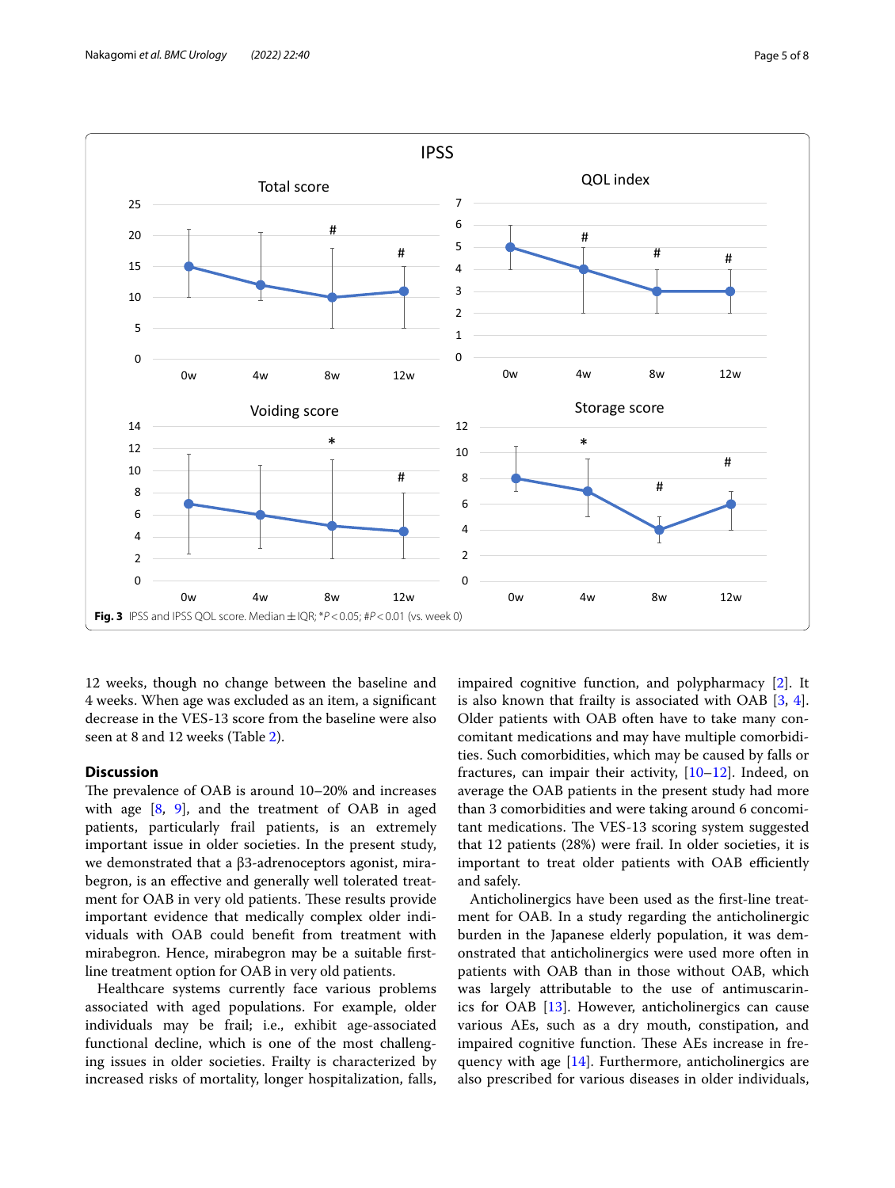Fig. 3 IPSS and IPSS QOL score. Median ± IQR; *$P < 0.05$; #$P < 0.01$ (vs. week 0)

12 weeks, though no change between the baseline and 4 weeks. When age was excluded as an item, a significant decrease in the VES-13 score from the baseline were also seen at 8 and 12 weeks (Table 2).

## Discussion

The prevalence of OAB is around 10–20% and increases with age [8, 9], and the treatment of OAB in aged patients, particularly frail patients, is an extremely important issue in older societies. In the present study, we demonstrated that a β3-adrenoceptors agonist, mirabegron, is an effective and generally well tolerated treatment for OAB in very old patients. These results provide important evidence that medically complex older individuals with OAB could benefit from treatment with mirabegron. Hence, mirabegron may be a suitable first-line treatment option for OAB in very old patients.

Healthcare systems currently face various problems associated with aged populations. For example, older individuals may be frail; i.e., exhibit age-associated functional decline, which is one of the most challenging issues in older societies. Frailty is characterized by increased risks of mortality, longer hospitalization, falls, impaired cognitive function, and polypharmacy [2]. It is also known that frailty is associated with OAB [3, 4]. Older patients with OAB often have to take many concomitant medications and may have multiple comorbidities. Such comorbidities, which may be caused by falls or fractures, can impair their activity, [10–12]. Indeed, on average the OAB patients in the present study had more than 3 comorbidities and were taking around 6 concomitant medications. The VES-13 scoring system suggested that 12 patients (28%) were frail. In older societies, it is important to treat older patients with OAB efficiently and safely.

Anticholinergics have been used as the first-line treatment for OAB. In a study regarding the anticholinergic burden in the Japanese elderly population, it was demonstrated that anticholinergics were used more often in patients with OAB than in those without OAB, which was largely attributable to the use of antimuscarinics for OAB [13]. However, anticholinergics can cause various AEs, such as a dry mouth, constipation, and impaired cognitive function. These AEs increase in frequency with age [14]. Furthermore, anticholinergics are also prescribed for various diseases in older individuals,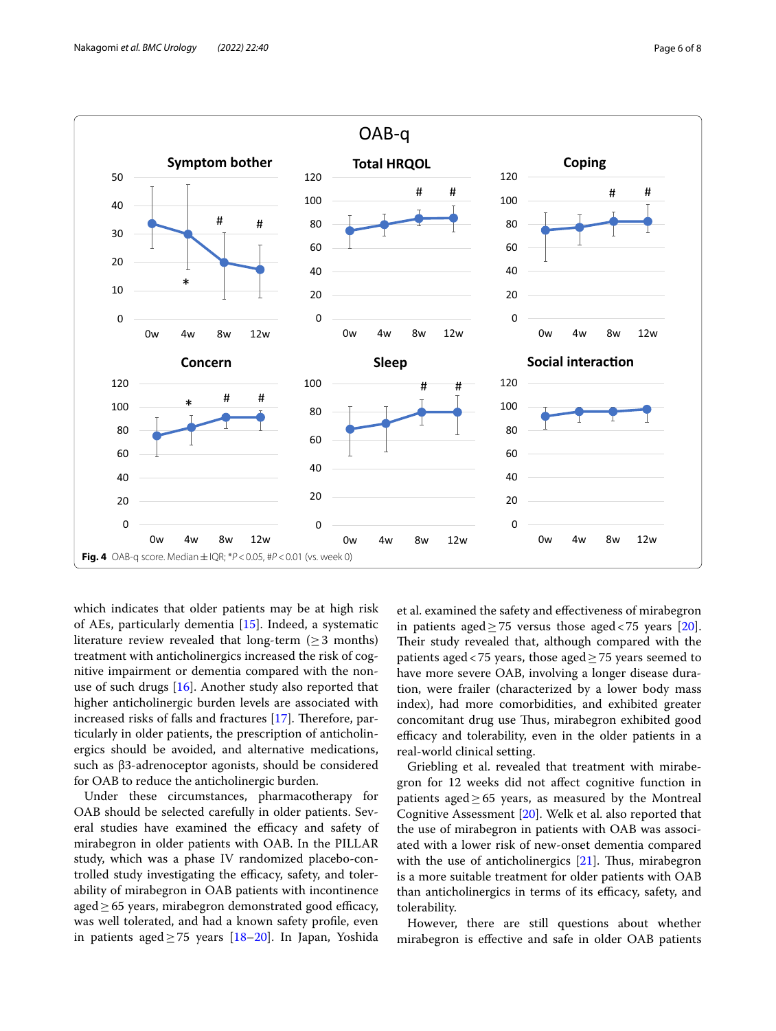Fig. 4 OAB-q score. Median ± IQR; *$P < 0.05$, #$P < 0.01$ (vs. week 0)

which indicates that older patients may be at high risk of AEs, particularly dementia [15]. Indeed, a systematic literature review revealed that long-term (≥ 3 months) treatment with anticholinergics increased the risk of cognitive impairment or dementia compared with the non-use of such drugs [16]. Another study also reported that higher anticholinergic burden levels are associated with increased risks of falls and fractures [17]. Therefore, particularly in older patients, the prescription of anticholinergics should be avoided, and alternative medications, such as β3-adrenoceptor agonists, should be considered for OAB to reduce the anticholinergic burden.

Under these circumstances, pharmacotherapy for OAB should be selected carefully in older patients. Several studies have examined the efficacy and safety of mirabegron in older patients with OAB. In the PILLAR study, which was a phase IV randomized placebo-controlled study investigating the efficacy, safety, and tolerability of mirabegron in OAB patients with incontinence aged ≥ 65 years, mirabegron demonstrated good efficacy, was well tolerated, and had a known safety profile, even in patients aged ≥ 75 years [18–20]. In Japan, Yoshida et al. examined the safety and effectiveness of mirabegron in patients aged ≥ 75 versus those aged < 75 years [20]. Their study revealed that, although compared with the patients aged < 75 years, those aged ≥ 75 years seemed to have more severe OAB, involving a longer disease duration, were frailer (characterized by a lower body mass index), had more comorbidities, and exhibited greater concomitant drug use Thus, mirabegron exhibited good efficacy and tolerability, even in the older patients in a real-world clinical setting.

Griebling et al. revealed that treatment with mirabegron for 12 weeks did not affect cognitive function in patients aged ≥ 65 years, as measured by the Montreal Cognitive Assessment [20]. Welk et al. also reported that the use of mirabegron in patients with OAB was associated with a lower risk of new-onset dementia compared with the use of anticholinergics [21]. Thus, mirabegron is a more suitable treatment for older patients with OAB than anticholinergics in terms of its efficacy, safety, and tolerability.

However, there are still questions about whether mirabegron is effective and safe in older OAB patients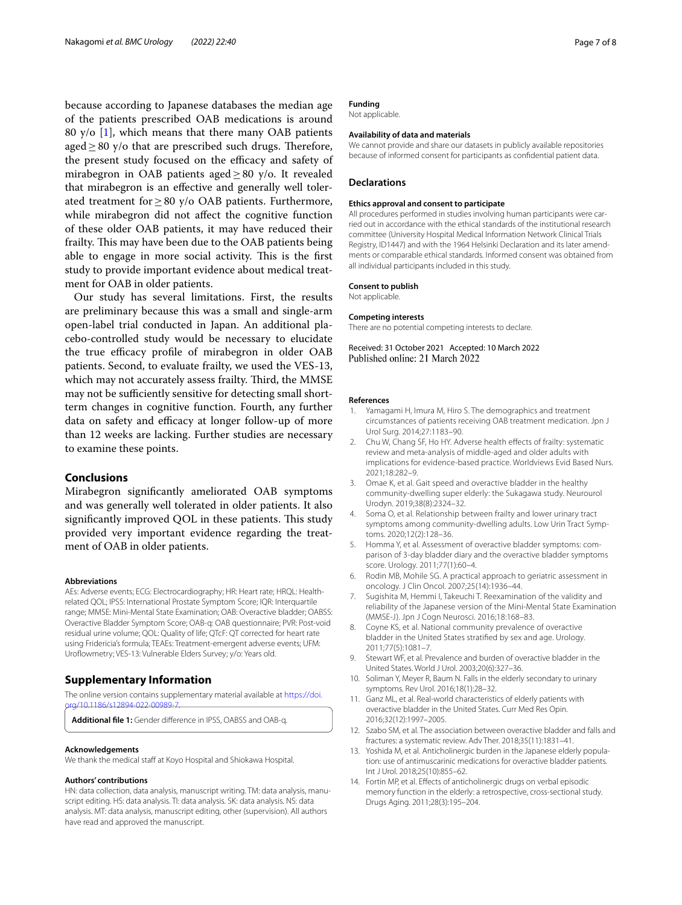because according to Japanese databases the median age of the patients prescribed OAB medications is around 80 y/o [1], which means that there many OAB patients aged ≥ 80 y/o that are prescribed such drugs. Therefore, the present study focused on the efficacy and safety of mirabegron in OAB patients aged ≥ 80 y/o. It revealed that mirabegron is an effective and generally well tolerated treatment for ≥ 80 y/o OAB patients. Furthermore, while mirabegron did not affect the cognitive function of these older OAB patients, it may have reduced their frailty. This may have been due to the OAB patients being able to engage in more social activity. This is the first study to provide important evidence about medical treatment for OAB in older patients.

Our study has several limitations. First, the results are preliminary because this was a small and single-arm open-label trial conducted in Japan. An additional placebo-controlled study would be necessary to elucidate the true efficacy profile of mirabegron in older OAB patients. Second, to evaluate frailty, we used the VES-13, which may not accurately assess frailty. Third, the MMSE may not be sufficiently sensitive for detecting small short-term changes in cognitive function. Fourth, any further data on safety and efficacy at longer follow-up of more than 12 weeks are lacking. Further studies are necessary to examine these points.

## Conclusions

Mirabegron significantly ameliorated OAB symptoms and was generally well tolerated in older patients. It also significantly improved QOL in these patients. This study provided very important evidence regarding the treatment of OAB in older patients.

### Abbreviations

AEs: Adverse events; ECG: Electrocardiography; HR: Heart rate; HRQL: Health-related QOL; IPSS: International Prostate Symptom Score; IQR: Interquartile range; MMSE: Mini-Mental State Examination; OAB: Overactive bladder; OABSS: Overactive Bladder Symptom Score; OAB-q: OAB questionnaire; PVR: Post-void residual urine volume; QOL: Quality of life; QTcF: QT corrected for heart rate using Fridericia's formula; TEAEs: Treatment-emergent adverse events; UFM: Uroflowmetry; VES-13: Vulnerable Elders Survey; y/o: Years old.

## Supplementary Information

The online version contains supplementary material available at https://doi.org/10.1186/s12894-022-00989-7.

**Additional file 1:** Gender difference in IPSS, OABSS and OAB-q.

### Acknowledgements

We thank the medical staff at Koyo Hospital and Shiokawa Hospital.

### Authors' contributions

HN: data collection, data analysis, manuscript writing. TM: data analysis, manuscript editing. HS: data analysis. TI: data analysis. SK: data analysis. NS: data analysis. MT: data analysis, manuscript editing, other (supervision). All authors have read and approved the manuscript.

### Funding

Not applicable.

### Availability of data and materials

We cannot provide and share our datasets in publicly available repositories because of informed consent for participants as confidential patient data.

## Declarations

### Ethics approval and consent to participate

All procedures performed in studies involving human participants were carried out in accordance with the ethical standards of the institutional research committee (University Hospital Medical Information Network Clinical Trials Registry, ID1447) and with the 1964 Helsinki Declaration and its later amendments or comparable ethical standards. Informed consent was obtained from all individual participants included in this study.

### Consent to publish

Not applicable.

### Competing interests

There are no potential competing interests to declare.

Received: 31 October 2021 Accepted: 10 March 2022
Published online: 21 March 2022

### References

1. Yamagami H, Imura M, Hiro S. The demographics and treatment circumstances of patients receiving OAB treatment medication. Jpn J Urol Surg. 2014;27:1183–90.
2. Chu W, Chang SF, Ho HY. Adverse health effects of frailty: systematic review and meta-analysis of middle-aged and older adults with implications for evidence-based practice. Worldviews Evid Based Nurs. 2021;18:282–9.
3. Omae K, et al. Gait speed and overactive bladder in the healthy community-dwelling super elderly: the Sukagawa study. Neurourol Urodyn. 2019;38(8):2324–32.
4. Soma O, et al. Relationship between frailty and lower urinary tract symptoms among community-dwelling adults. Low Urin Tract Symptoms. 2020;12(2):128–36.
5. Homma Y, et al. Assessment of overactive bladder symptoms: comparison of 3-day bladder diary and the overactive bladder symptoms score. Urology. 2011;77(1):60–4.
6. Rodin MB, Mohile SG. A practical approach to geriatric assessment in oncology. J Clin Oncol. 2007;25(14):1936–44.
7. Sugishita M, Hemmi I, Takeuchi T. Reexamination of the validity and reliability of the Japanese version of the Mini-Mental State Examination (MMSE-J). Jpn J Cogn Neurosci. 2016;18:168–83.
8. Coyne KS, et al. National community prevalence of overactive bladder in the United States stratified by sex and age. Urology. 2011;77(5):1081–7.
9. Stewart WF, et al. Prevalence and burden of overactive bladder in the United States. World J Urol. 2003;20(6):327–36.
10. Soliman Y, Meyer R, Baum N. Falls in the elderly secondary to urinary symptoms. Rev Urol. 2016;18(1):28–32.
11. Ganz ML, et al. Real-world characteristics of elderly patients with overactive bladder in the United States. Curr Med Res Opin. 2016;32(12):1997–2005.
12. Szabo SM, et al. The association between overactive bladder and falls and fractures: a systematic review. Adv Ther. 2018;35(11):1831–41.
13. Yoshida M, et al. Anticholinergic burden in the Japanese elderly population: use of antimuscarinic medications for overactive bladder patients. Int J Urol. 2018;25(10):855–62.
14. Fortin MP, et al. Effects of anticholinergic drugs on verbal episodic memory function in the elderly: a retrospective, cross-sectional study. Drugs Aging. 2011;28(3):195–204.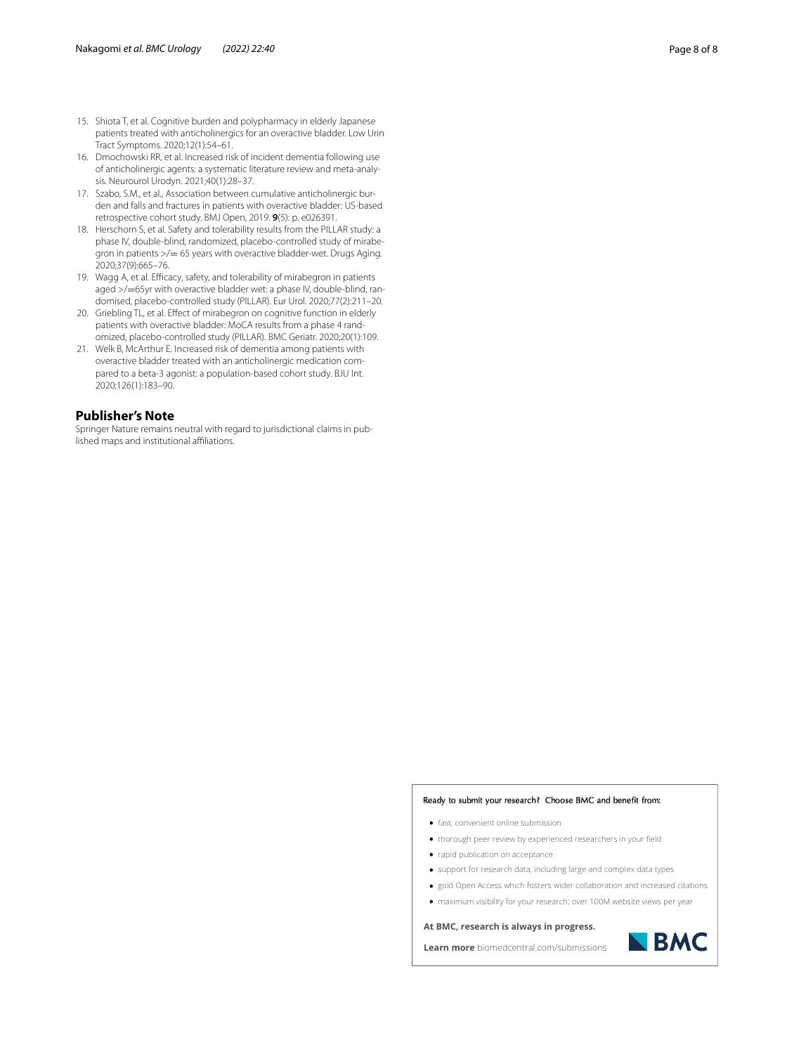15. Shiota T, et al. Cognitive burden and polypharmacy in elderly Japanese patients treated with anticholinergics for an overactive bladder. Low Urin Tract Symptoms. 2020;12(1):54–61.
16. Dmochowski RR, et al. Increased risk of incident dementia following use of anticholinergic agents: a systematic literature review and meta-analysis. Neurourol Urodyn. 2021;40(1):28–37.
17. Szabo, S.M., et al., Association between cumulative anticholinergic burden and falls and fractures in patients with overactive bladder: US-based retrospective cohort study. BMJ Open, 2019. **9**(5): p. e026391.
18. Herschorn S, et al. Safety and tolerability results from the PILLAR study: a phase IV, double-blind, randomized, placebo-controlled study of mirabegron in patients >/= 65 years with overactive bladder-wet. Drugs Aging. 2020;37(9):665–76.
19. Wagg A, et al. Efficacy, safety, and tolerability of mirabegron in patients aged >/=65yr with overactive bladder wet: a phase IV, double-blind, randomised, placebo-controlled study (PILLAR). Eur Urol. 2020;77(2):211–20.
20. Griebling TL, et al. Effect of mirabegron on cognitive function in elderly patients with overactive bladder: MoCA results from a phase 4 randomized, placebo-controlled study (PILLAR). BMC Geriatr. 2020;20(1):109.
21. Welk B, McArthur E. Increased risk of dementia among patients with overactive bladder treated with an anticholinergic medication compared to a beta-3 agonist: a population-based cohort study. BJU Int. 2020;126(1):183–90.

## Publisher's Note

Springer Nature remains neutral with regard to jurisdictional claims in published maps and institutional affiliations.

Ready to submit your research? Choose BMC and benefit from:

- fast, convenient online submission
- thorough peer review by experienced researchers in your field
- rapid publication on acceptance
- support for research data, including large and complex data types
- gold Open Access which fosters wider collaboration and increased citations
- maximum visibility for your research: over 100M website views per year

**At BMC, research is always in progress.**

**Learn more** biomedcentral.com/submissions

BMC